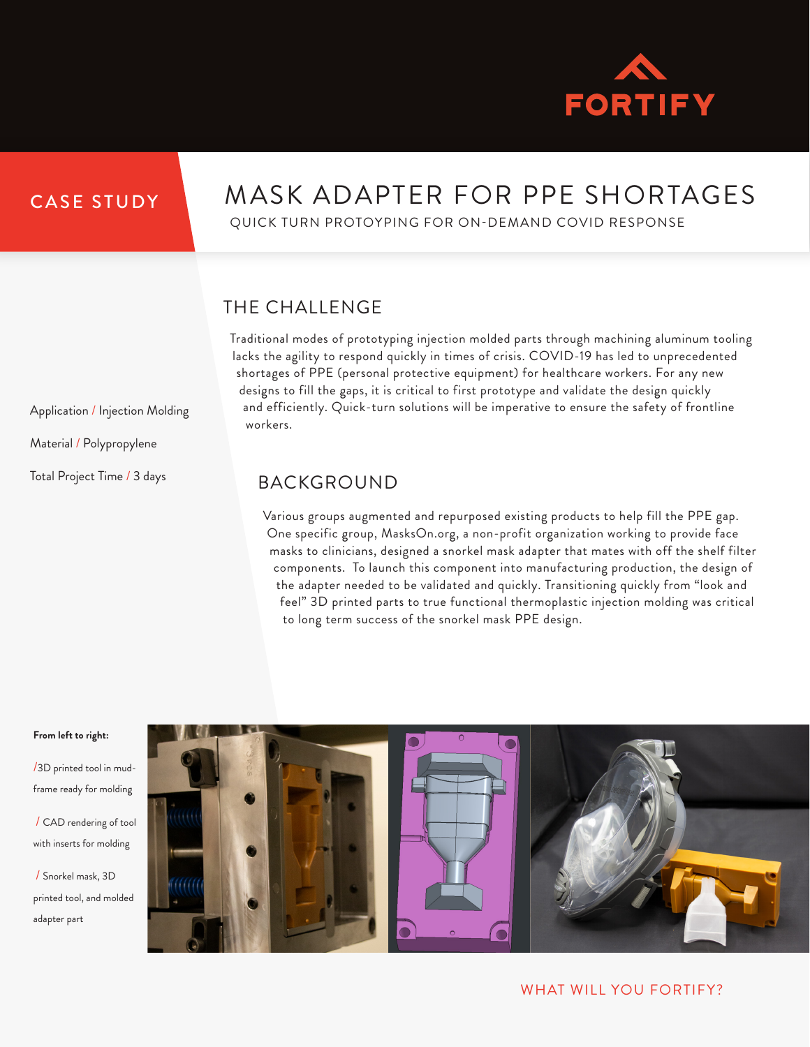FORTIFY

CASE STUDY

# MASK ADAPTER FOR PPE SHORTAGES

QUICK TURN PROTOYPING FOR ON-DEMAND COVID RESPONSE

Application / Injection Molding

Material / Polypropylene

Total Project Time / 3 days

## THE CHALLENGE

Traditional modes of prototyping injection molded parts through machining aluminum tooling lacks the agility to respond quickly in times of crisis. COVID-19 has led to unprecedented shortages of PPE (personal protective equipment) for healthcare workers. For any new designs to fill the gaps, it is critical to first prototype and validate the design quickly and efficiently. Quick-turn solutions will be imperative to ensure the safety of frontline workers.

## BACKGROUND

Various groups augmented and repurposed existing products to help fill the PPE gap. One specific group, MasksOn.org, a non-profit organization working to provide face masks to clinicians, designed a snorkel mask adapter that mates with off the shelf filter components. To launch this component into manufacturing production, the design of the adapter needed to be validated and quickly. Transitioning quickly from "look and feel" 3D printed parts to true functional thermoplastic injection molding was critical to long term success of the snorkel mask PPE design.

**From left to right:**

/ 3D printed tool in mud-frame ready for molding

/ CAD rendering of tool with inserts for molding

/ Snorkel mask, 3D printed tool, and molded adapter part

WHAT WILL YOU FORTIFY?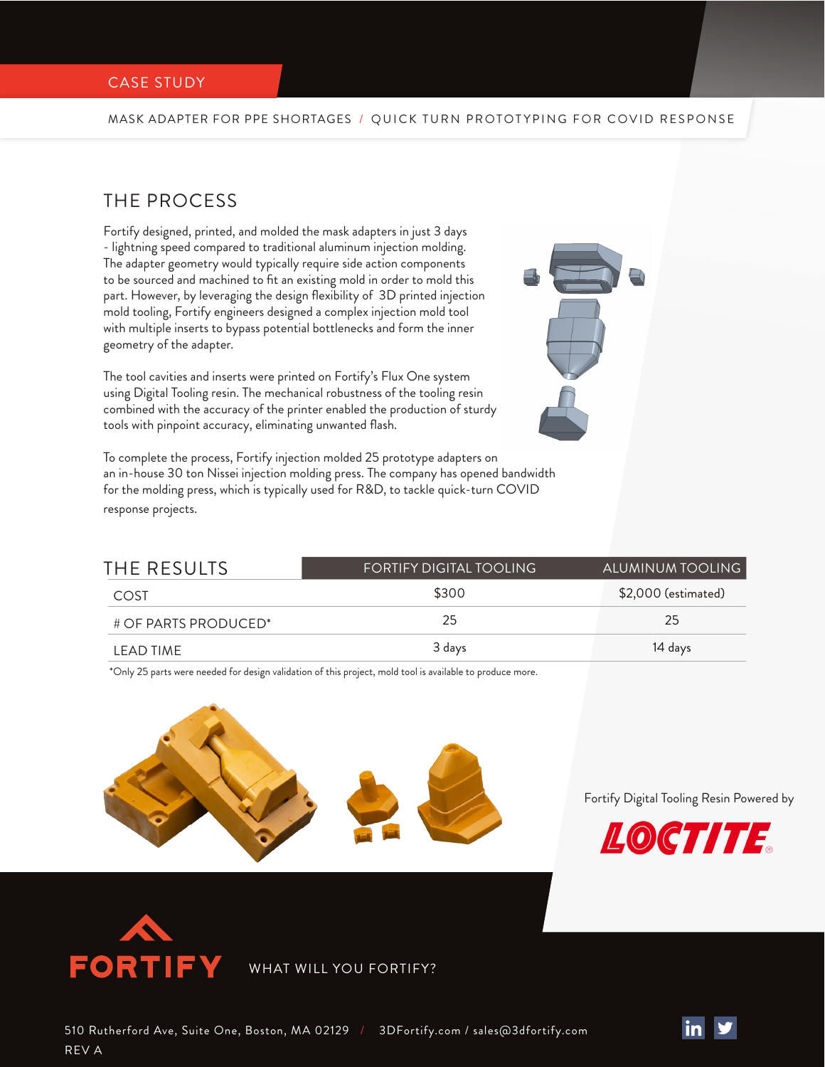CASE STUDY

MASK ADAPTER FOR PPE SHORTAGES / QUICK TURN PROTOTYPING FOR COVID RESPONSE

## THE PROCESS

Fortify designed, printed, and molded the mask adapters in just 3 days - lightning speed compared to traditional aluminum injection molding. The adapter geometry would typically require side action components to be sourced and machined to fit an existing mold in order to mold this part. However, by leveraging the design flexibility of 3D printed injection mold tooling, Fortify engineers designed a complex injection mold tool with multiple inserts to bypass potential bottlenecks and form the inner geometry of the adapter.

The tool cavities and inserts were printed on Fortify's Flux One system using Digital Tooling resin. The mechanical robustness of the tooling resin combined with the accuracy of the printer enabled the production of sturdy tools with pinpoint accuracy, eliminating unwanted flash.

To complete the process, Fortify injection molded 25 prototype adapters on an in-house 30 ton Nissei injection molding press. The company has opened bandwidth for the molding press, which is typically used for R&D, to tackle quick-turn COVID response projects.

## THE RESULTS

| THE RESULTS | FORTIFY DIGITAL TOOLING | ALUMINUM TOOLING |
|---|---|---|
| COST | $300 | $2,000 (estimated) |
| # OF PARTS PRODUCED* | 25 | 25 |
| LEAD TIME | 3 days | 14 days |

*Only 25 parts were needed for design validation of this project, mold tool is available to produce more.

Fortify Digital Tooling Resin Powered by LOCTITE

FORTIFY

WHAT WILL YOU FORTIFY?

510 Rutherford Ave, Suite One, Boston, MA 02129 / 3DFortify.com / sales@3dfortify.com

REV A